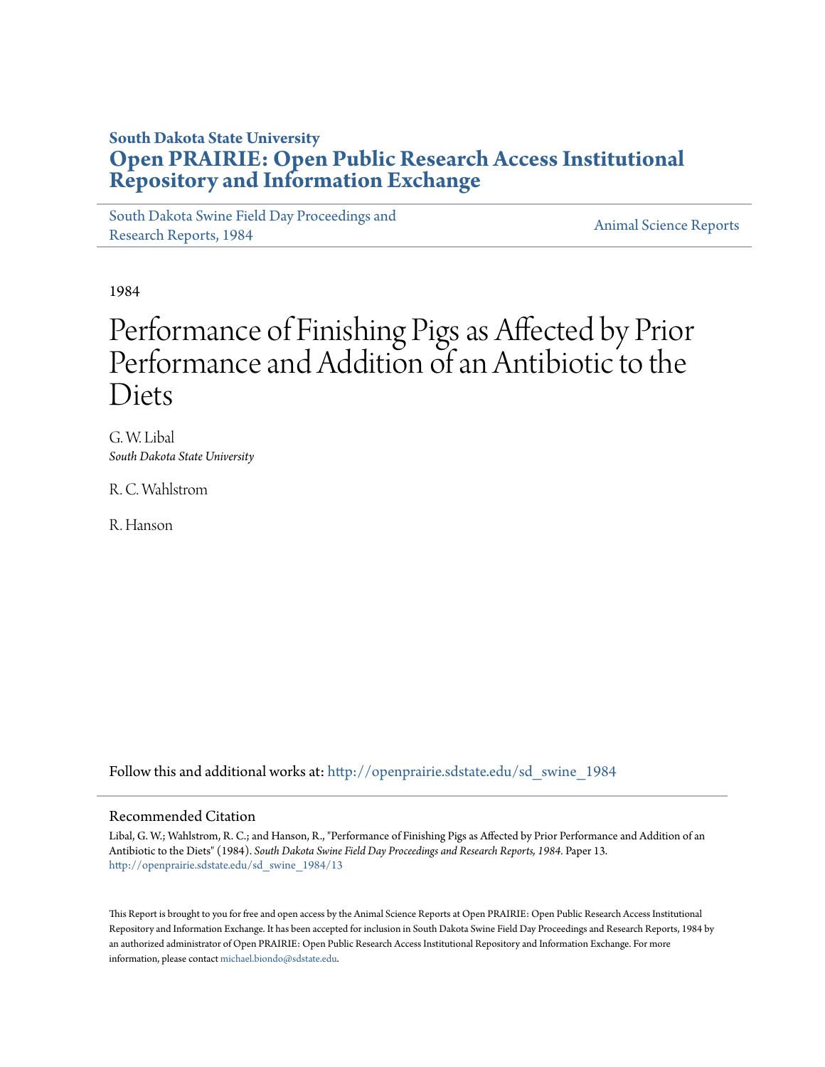**South Dakota State University**
# Open PRAIRIE: Open Public Research Access Institutional Repository and Information Exchange

South Dakota Swine Field Day Proceedings and Research Reports, 1984

Animal Science Reports

1984

# Performance of Finishing Pigs as Affected by Prior Performance and Addition of an Antibiotic to the Diets

G. W. Libal
*South Dakota State University*

R. C. Wahlstrom

R. Hanson

Follow this and additional works at: http://openprairie.sdstate.edu/sd_swine_1984

## Recommended Citation

Libal, G. W.; Wahlstrom, R. C.; and Hanson, R., "Performance of Finishing Pigs as Affected by Prior Performance and Addition of an Antibiotic to the Diets" (1984). *South Dakota Swine Field Day Proceedings and Research Reports, 1984*. Paper 13.
http://openprairie.sdstate.edu/sd_swine_1984/13

This Report is brought to you for free and open access by the Animal Science Reports at Open PRAIRIE: Open Public Research Access Institutional Repository and Information Exchange. It has been accepted for inclusion in South Dakota Swine Field Day Proceedings and Research Reports, 1984 by an authorized administrator of Open PRAIRIE: Open Public Research Access Institutional Repository and Information Exchange. For more information, please contact michael.biondo@sdstate.edu.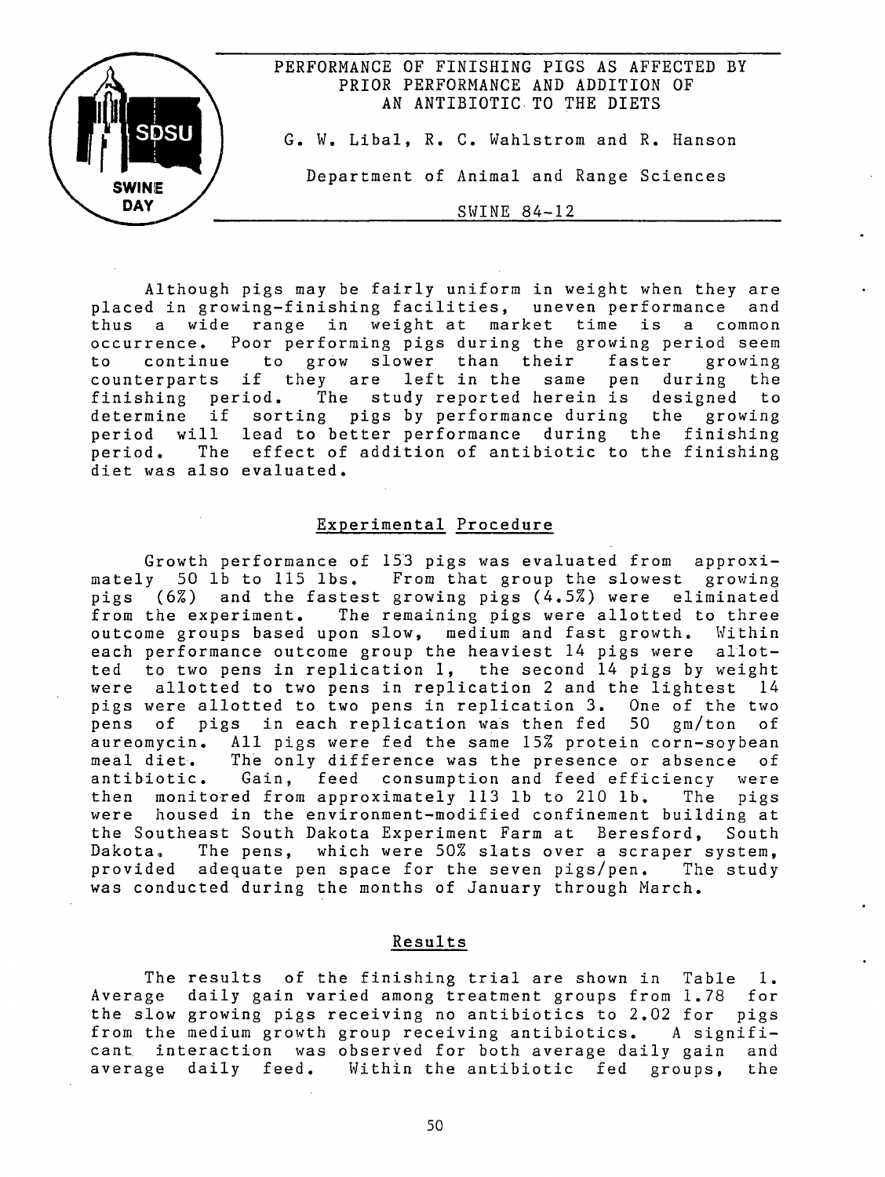# PERFORMANCE OF FINISHING PIGS AS AFFECTED BY PRIOR PERFORMANCE AND ADDITION OF AN ANTIBIOTIC TO THE DIETS

G. W. Libal, R. C. Wahlstrom and R. Hanson

Department of Animal and Range Sciences

SWINE 84-12

Although pigs may be fairly uniform in weight when they are placed in growing-finishing facilities, uneven performance and thus a wide range in weight at market time is a common occurrence. Poor performing pigs during the growing period seem to continue to grow slower than their faster growing counterparts if they are left in the same pen during the finishing period. The study reported herein is designed to determine if sorting pigs by performance during the growing period will lead to better performance during the finishing period. The effect of addition of antibiotic to the finishing diet was also evaluated.

## Experimental Procedure

Growth performance of 153 pigs was evaluated from approximately 50 lb to 115 lbs. From that group the slowest growing pigs (6%) and the fastest growing pigs (4.5%) were eliminated from the experiment. The remaining pigs were allotted to three outcome groups based upon slow, medium and fast growth. Within each performance outcome group the heaviest 14 pigs were allotted to two pens in replication 1, the second 14 pigs by weight were allotted to two pens in replication 2 and the lightest 14 pigs were allotted to two pens in replication 3. One of the two pens of pigs in each replication was then fed 50 gm/ton of aureomycin. All pigs were fed the same 15% protein corn-soybean meal diet. The only difference was the presence or absence of antibiotic. Gain, feed consumption and feed efficiency were then monitored from approximately 113 lb to 210 lb. The pigs were housed in the environment-modified confinement building at the Southeast South Dakota Experiment Farm at Beresford, South Dakota. The pens, which were 50% slats over a scraper system, provided adequate pen space for the seven pigs/pen. The study was conducted during the months of January through March.

## Results

The results of the finishing trial are shown in Table 1. Average daily gain varied among treatment groups from 1.78 for the slow growing pigs receiving no antibiotics to 2.02 for pigs from the medium growth group receiving antibiotics. A significant interaction was observed for both average daily gain and average daily feed. Within the antibiotic fed groups, the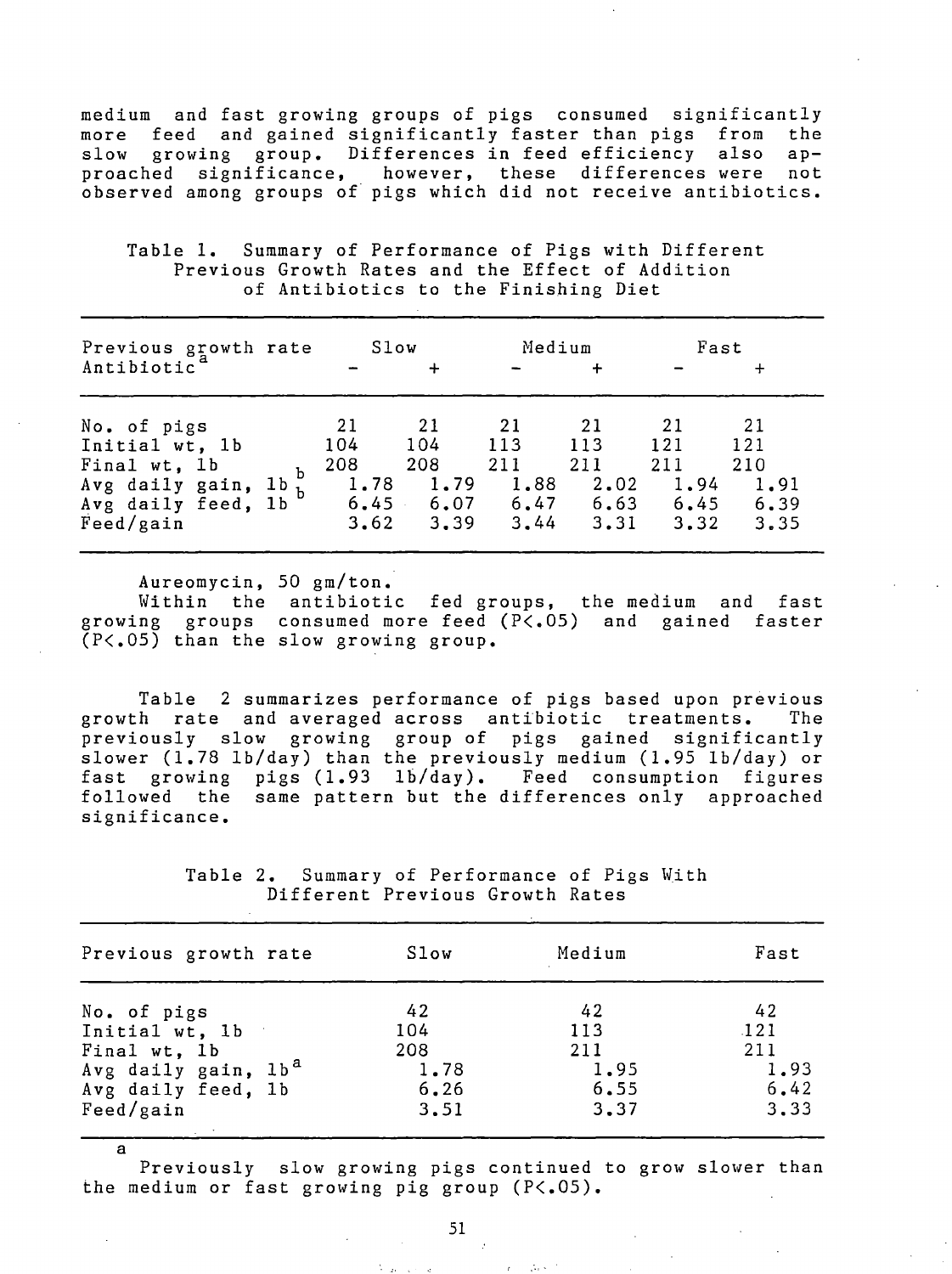medium and fast growing groups of pigs consumed significantly more feed and gained significantly faster than pigs from the slow growing group. Differences in feed efficiency also approached significance, however, these differences were not observed among groups of pigs which did not receive antibiotics.

Table 1. Summary of Performance of Pigs with Different Previous Growth Rates and the Effect of Addition of Antibiotics to the Finishing Diet

| Previous growth rate | Slow | | Medium | | Fast | |
|---|---|---|---|---|---|---|
| Antibiotic[a] | − | + | − | + | − | + |
| No. of pigs | 21 | 21 | 21 | 21 | 21 | 21 |
| Initial wt, lb | 104 | 104 | 113 | 113 | 121 | 121 |
| Final wt, lb | 208 | 208 | 211 | 211 | 211 | 210 |
| Avg daily gain, lb[b] | 1.78 | 1.79 | 1.88 | 2.02 | 1.94 | 1.91 |
| Avg daily feed, lb[b] | 6.45 | 6.07 | 6.47 | 6.63 | 6.45 | 6.39 |
| Feed/gain | 3.62 | 3.39 | 3.44 | 3.31 | 3.32 | 3.35 |

[a] Aureomycin, 50 gm/ton.

[b] Within the antibiotic fed groups, the medium and fast growing groups consumed more feed ($P<.05$) and gained faster ($P<.05$) than the slow growing group.

Table 2 summarizes performance of pigs based upon previous growth rate and averaged across antibiotic treatments. The previously slow growing group of pigs gained significantly slower (1.78 lb/day) than the previously medium (1.95 lb/day) or fast growing pigs (1.93 lb/day). Feed consumption figures followed the same pattern but the differences only approached significance.

Table 2. Summary of Performance of Pigs With Different Previous Growth Rates

| Previous growth rate | Slow | Medium | Fast |
|---|---|---|---|
| No. of pigs | 42 | 42 | 42 |
| Initial wt, lb | 104 | 113 | 121 |
| Final wt, lb | 208 | 211 | 211 |
| Avg daily gain, lb[a] | 1.78 | 1.95 | 1.93 |
| Avg daily feed, lb | 6.26 | 6.55 | 6.42 |
| Feed/gain | 3.51 | 3.37 | 3.33 |

[a] Previously slow growing pigs continued to grow slower than the medium or fast growing pig group ($P<.05$).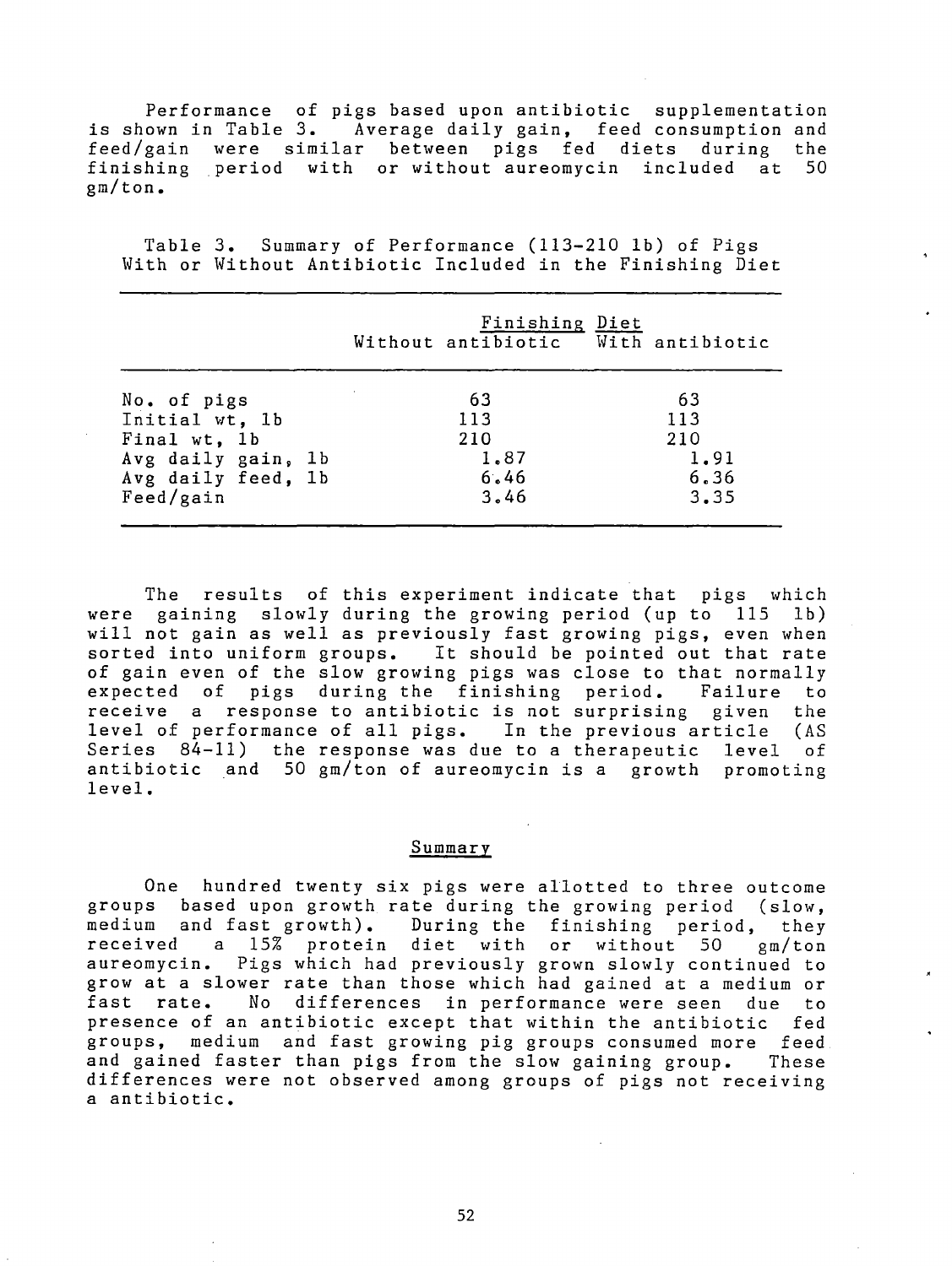Performance of pigs based upon antibiotic supplementation is shown in Table 3. Average daily gain, feed consumption and feed/gain were similar between pigs fed diets during the finishing period with or without aureomycin included at 50 gm/ton.

Table 3. Summary of Performance (113-210 lb) of Pigs With or Without Antibiotic Included in the Finishing Diet

| | Finishing Diet | |
|---|---|---|
| | Without antibiotic | With antibiotic |
| No. of pigs | 63 | 63 |
| Initial wt, lb | 113 | 113 |
| Final wt, lb | 210 | 210 |
| Avg daily gain, lb | 1.87 | 1.91 |
| Avg daily feed, lb | 6.46 | 6.36 |
| Feed/gain | 3.46 | 3.35 |

The results of this experiment indicate that pigs which were gaining slowly during the growing period (up to 115 lb) will not gain as well as previously fast growing pigs, even when sorted into uniform groups. It should be pointed out that rate of gain even of the slow growing pigs was close to that normally expected of pigs during the finishing period. Failure to receive a response to antibiotic is not surprising given the level of performance of all pigs. In the previous article (AS Series 84-11) the response was due to a therapeutic level of antibiotic and 50 gm/ton of aureomycin is a growth promoting level.

## Summary

One hundred twenty six pigs were allotted to three outcome groups based upon growth rate during the growing period (slow, medium and fast growth). During the finishing period, they received a 15% protein diet with or without 50 gm/ton aureomycin. Pigs which had previously grown slowly continued to grow at a slower rate than those which had gained at a medium or fast rate. No differences in performance were seen due to presence of an antibiotic except that within the antibiotic fed groups, medium and fast growing pig groups consumed more feed and gained faster than pigs from the slow gaining group. These differences were not observed among groups of pigs not receiving a antibiotic.